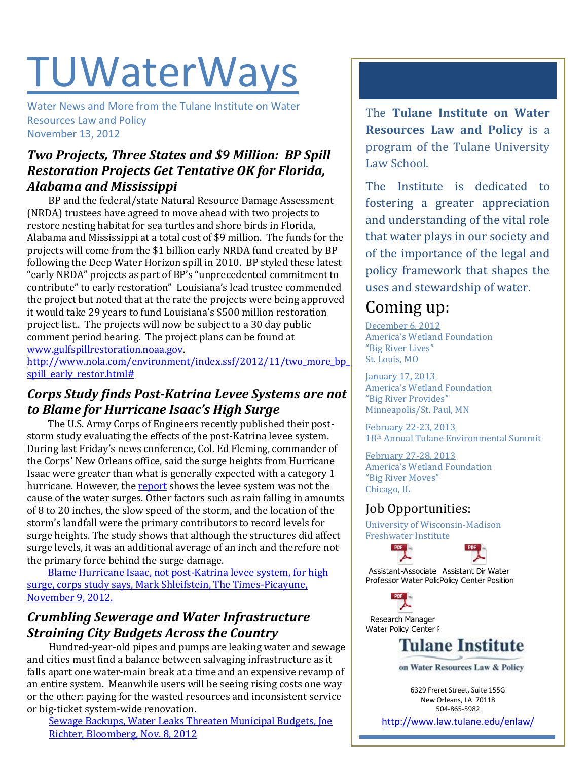# TUWaterWays

Water News and More from the Tulane Institute on Water Resources Law and Policy
November 13, 2012

## *Two Projects, Three States and $9 Million: BP Spill Restoration Projects Get Tentative OK for Florida, Alabama and Mississippi*

BP and the federal/state Natural Resource Damage Assessment (NRDA) trustees have agreed to move ahead with two projects to restore nesting habitat for sea turtles and shore birds in Florida, Alabama and Mississippi at a total cost of $9 million. The funds for the projects will come from the $1 billion early NRDA fund created by BP following the Deep Water Horizon spill in 2010. BP styled these latest "early NRDA" projects as part of BP's "unprecedented commitment to contribute" to early restoration" Louisiana's lead trustee commended the project but noted that at the rate the projects were being approved it would take 29 years to fund Louisiana's $500 million restoration project list.. The projects will now be subject to a 30 day public comment period hearing. The project plans can be found at www.gulfspillrestoration.noaa.gov.
http://www.nola.com/environment/index.ssf/2012/11/two_more_bp_spill_early_restor.html#

## *Corps Study finds Post-Katrina Levee Systems are not to Blame for Hurricane Isaac's High Surge*

The U.S. Army Corps of Engineers recently published their post-storm study evaluating the effects of the post-Katrina levee system. During last Friday's news conference, Col. Ed Fleming, commander of the Corps' New Orleans office, said the surge heights from Hurricane Isaac were greater than what is generally expected with a category 1 hurricane. However, the report shows the levee system was not the cause of the water surges. Other factors such as rain falling in amounts of 8 to 20 inches, the slow speed of the storm, and the location of the storm's landfall were the primary contributors to record levels for surge heights. The study shows that although the structures did affect surge levels, it was an additional average of an inch and therefore not the primary force behind the surge damage.

Blame Hurricane Isaac, not post-Katrina levee system, for high surge, corps study says, Mark Shleifstein, The Times-Picayune, November 9, 2012.

## *Crumbling Sewerage and Water Infrastructure Straining City Budgets Across the Country*

Hundred-year-old pipes and pumps are leaking water and sewage and cities must find a balance between salvaging infrastructure as it falls apart one water-main break at a time and an expensive revamp of an entire system. Meanwhile users will be seeing rising costs one way or the other: paying for the wasted resources and inconsistent service or big-ticket system-wide renovation.

Sewage Backups, Water Leaks Threaten Municipal Budgets, Joe Richter, Bloomberg, Nov. 8, 2012

---

The **Tulane Institute on Water Resources Law and Policy** is a program of the Tulane University Law School.

The Institute is dedicated to fostering a greater appreciation and understanding of the vital role that water plays in our society and of the importance of the legal and policy framework that shapes the uses and stewardship of water.

## Coming up:

December 6, 2012
America's Wetland Foundation
"Big River Lives"
St. Louis, MO

January 17, 2013
America's Wetland Foundation
"Big River Provides"
Minneapolis/St. Paul, MN

February 22-23, 2013
18th Annual Tulane Environmental Summit

February 27-28, 2013
America's Wetland Foundation
"Big River Moves"
Chicago, IL

## Job Opportunities:

University of Wisconsin-Madison Freshwater Institute

- Assistant-Associate Professor Water Polic
- Assistant Dir Water Policy Center Position
- Research Manager Water Policy Center F

**Tulane Institute on Water Resources Law & Policy**

6329 Freret Street, Suite 155G
New Orleans, LA 70118
504-865-5982

http://www.law.tulane.edu/enlaw/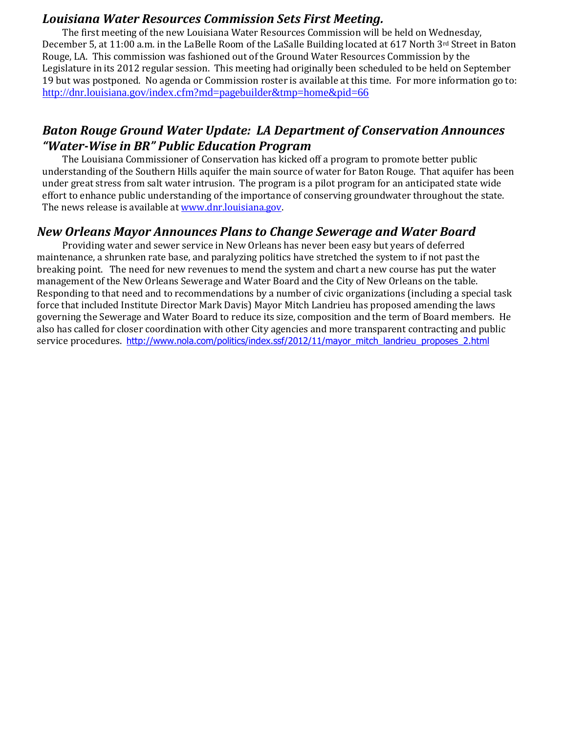### *Louisiana Water Resources Commission Sets First Meeting.*

The first meeting of the new Louisiana Water Resources Commission will be held on Wednesday, December 5, at 11:00 a.m. in the LaBelle Room of the LaSalle Building located at 617 North 3rd Street in Baton Rouge, LA. This commission was fashioned out of the Ground Water Resources Commission by the Legislature in its 2012 regular session. This meeting had originally been scheduled to be held on September 19 but was postponed. No agenda or Commission roster is available at this time. For more information go to: http://dnr.louisiana.gov/index.cfm?md=pagebuilder&tmp=home&pid=66

### *Baton Rouge Ground Water Update: LA Department of Conservation Announces "Water-Wise in BR" Public Education Program*

The Louisiana Commissioner of Conservation has kicked off a program to promote better public understanding of the Southern Hills aquifer the main source of water for Baton Rouge. That aquifer has been under great stress from salt water intrusion. The program is a pilot program for an anticipated state wide effort to enhance public understanding of the importance of conserving groundwater throughout the state. The news release is available at www.dnr.louisiana.gov.

### *New Orleans Mayor Announces Plans to Change Sewerage and Water Board*

Providing water and sewer service in New Orleans has never been easy but years of deferred maintenance, a shrunken rate base, and paralyzing politics have stretched the system to if not past the breaking point. The need for new revenues to mend the system and chart a new course has put the water management of the New Orleans Sewerage and Water Board and the City of New Orleans on the table. Responding to that need and to recommendations by a number of civic organizations (including a special task force that included Institute Director Mark Davis) Mayor Mitch Landrieu has proposed amending the laws governing the Sewerage and Water Board to reduce its size, composition and the term of Board members. He also has called for closer coordination with other City agencies and more transparent contracting and public service procedures. http://www.nola.com/politics/index.ssf/2012/11/mayor_mitch_landrieu_proposes_2.html